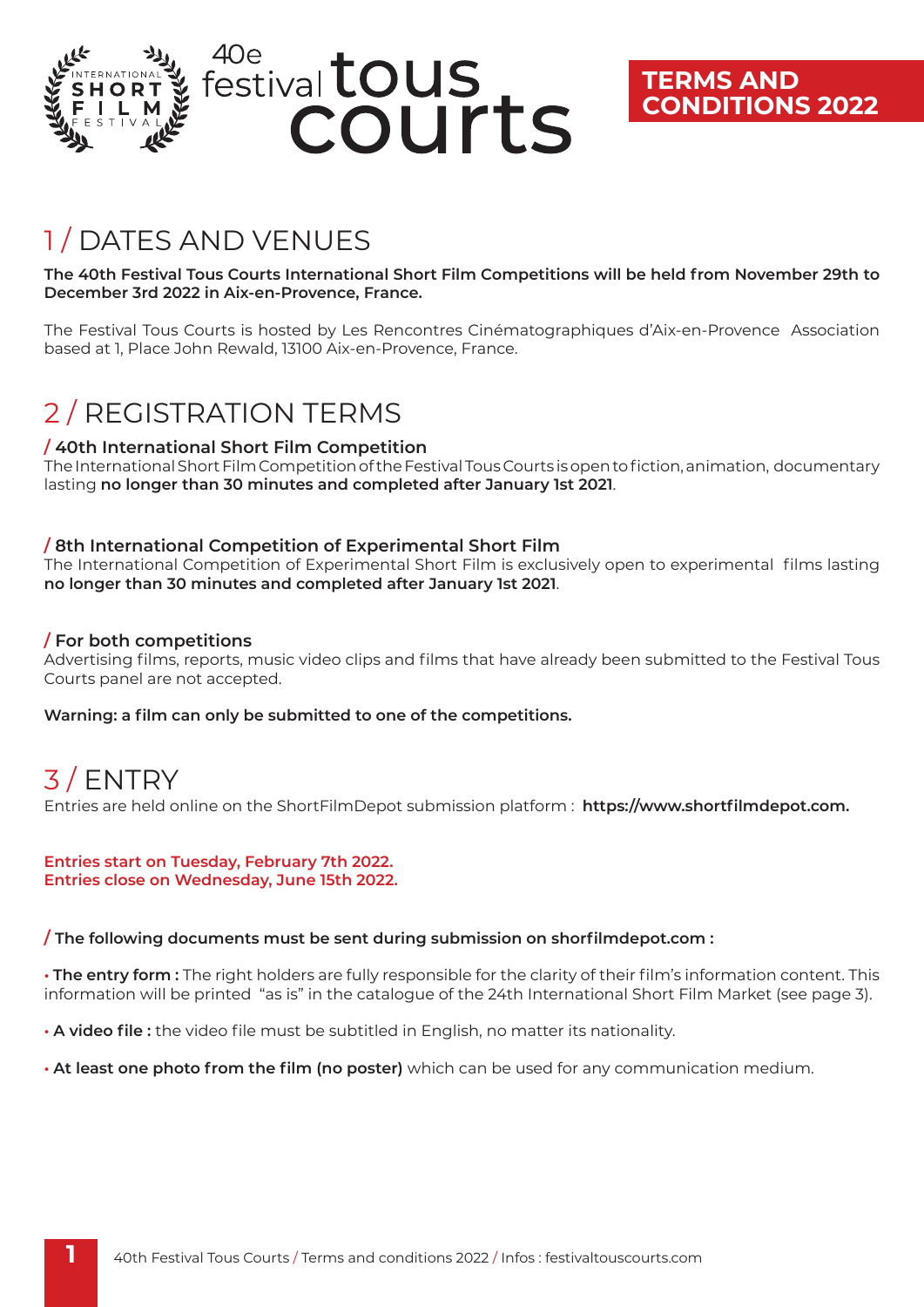40e festival tous courts

# TERMS AND CONDITIONS 2022

## 1 / DATES AND VENUES

**The 40th Festival Tous Courts International Short Film Competitions will be held from November 29th to December 3rd 2022 in Aix-en-Provence, France.**

The Festival Tous Courts is hosted by Les Rencontres Cinématographiques d'Aix-en-Provence Association based at 1, Place John Rewald, 13100 Aix-en-Provence, France.

## 2 / REGISTRATION TERMS

### / 40th International Short Film Competition

The International Short Film Competition of the Festival Tous Courts is open to fiction, animation, documentary lasting **no longer than 30 minutes and completed after January 1st 2021**.

### / 8th International Competition of Experimental Short Film

The International Competition of Experimental Short Film is exclusively open to experimental films lasting **no longer than 30 minutes and completed after January 1st 2021**.

### / For both competitions

Advertising films, reports, music video clips and films that have already been submitted to the Festival Tous Courts panel are not accepted.

**Warning: a film can only be submitted to one of the competitions.**

## 3 / ENTRY

Entries are held online on the ShortFilmDepot submission platform : **https://www.shortfilmdepot.com.**

**Entries start on Tuesday, February 7th 2022.**
**Entries close on Wednesday, June 15th 2022.**

### / The following documents must be sent during submission on shorfilmdepot.com :

- **The entry form :** The right holders are fully responsible for the clarity of their film's information content. This information will be printed "as is" in the catalogue of the 24th International Short Film Market (see page 3).
- **A video file :** the video file must be subtitled in English, no matter its nationality.
- **At least one photo from the film (no poster)** which can be used for any communication medium.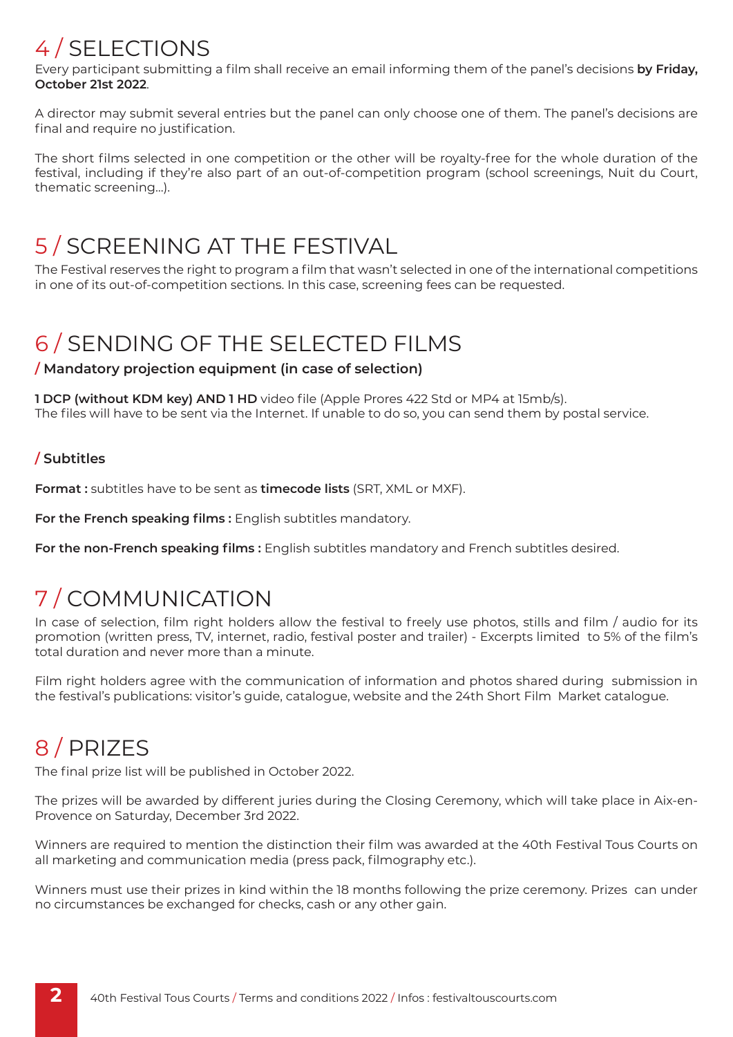# 4 / SELECTIONS

Every participant submitting a film shall receive an email informing them of the panel's decisions **by Friday, October 21st 2022**.

A director may submit several entries but the panel can only choose one of them. The panel's decisions are final and require no justification.

The short films selected in one competition or the other will be royalty-free for the whole duration of the festival, including if they're also part of an out-of-competition program (school screenings, Nuit du Court, thematic screening...).

# 5 / SCREENING AT THE FESTIVAL

The Festival reserves the right to program a film that wasn't selected in one of the international competitions in one of its out-of-competition sections. In this case, screening fees can be requested.

# 6 / SENDING OF THE SELECTED FILMS

### / Mandatory projection equipment (in case of selection)

**1 DCP (without KDM key) AND 1 HD** video file (Apple Prores 422 Std or MP4 at 15mb/s).
The files will have to be sent via the Internet. If unable to do so, you can send them by postal service.

### / Subtitles

**Format :** subtitles have to be sent as **timecode lists** (SRT, XML or MXF).

**For the French speaking films :** English subtitles mandatory.

**For the non-French speaking films :** English subtitles mandatory and French subtitles desired.

# 7 / COMMUNICATION

In case of selection, film right holders allow the festival to freely use photos, stills and film / audio for its promotion (written press, TV, internet, radio, festival poster and trailer) - Excerpts limited to 5% of the film's total duration and never more than a minute.

Film right holders agree with the communication of information and photos shared during submission in the festival's publications: visitor's guide, catalogue, website and the 24th Short Film Market catalogue.

# 8 / PRIZES

The final prize list will be published in October 2022.

The prizes will be awarded by different juries during the Closing Ceremony, which will take place in Aix-en-Provence on Saturday, December 3rd 2022.

Winners are required to mention the distinction their film was awarded at the 40th Festival Tous Courts on all marketing and communication media (press pack, filmography etc.).

Winners must use their prizes in kind within the 18 months following the prize ceremony. Prizes can under no circumstances be exchanged for checks, cash or any other gain.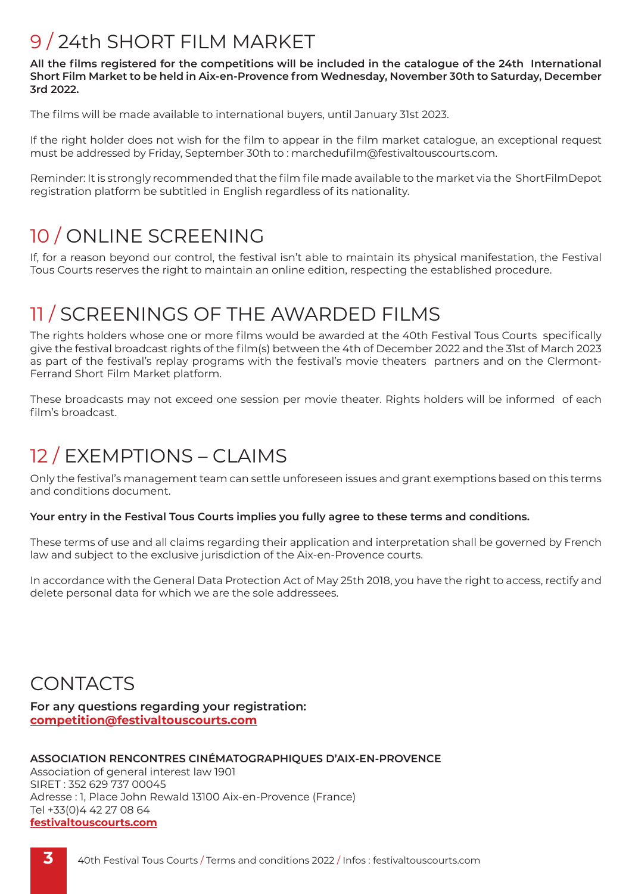## 9 / 24th SHORT FILM MARKET

**All the films registered for the competitions will be included in the catalogue of the 24th International Short Film Market to be held in Aix-en-Provence from Wednesday, November 30th to Saturday, December 3rd 2022.**

The films will be made available to international buyers, until January 31st 2023.

If the right holder does not wish for the film to appear in the film market catalogue, an exceptional request must be addressed by Friday, September 30th to : marchedufilm@festivaltouscourts.com.

Reminder: It is strongly recommended that the film file made available to the market via the ShortFilmDepot registration platform be subtitled in English regardless of its nationality.

## 10 / ONLINE SCREENING

If, for a reason beyond our control, the festival isn't able to maintain its physical manifestation, the Festival Tous Courts reserves the right to maintain an online edition, respecting the established procedure.

## 11 / SCREENINGS OF THE AWARDED FILMS

The rights holders whose one or more films would be awarded at the 40th Festival Tous Courts specifically give the festival broadcast rights of the film(s) between the 4th of December 2022 and the 31st of March 2023 as part of the festival's replay programs with the festival's movie theaters partners and on the Clermont-Ferrand Short Film Market platform.

These broadcasts may not exceed one session per movie theater. Rights holders will be informed of each film's broadcast.

## 12 / EXEMPTIONS – CLAIMS

Only the festival's management team can settle unforeseen issues and grant exemptions based on this terms and conditions document.

**Your entry in the Festival Tous Courts implies you fully agree to these terms and conditions.**

These terms of use and all claims regarding their application and interpretation shall be governed by French law and subject to the exclusive jurisdiction of the Aix-en-Provence courts.

In accordance with the General Data Protection Act of May 25th 2018, you have the right to access, rectify and delete personal data for which we are the sole addressees.

## CONTACTS

**For any questions regarding your registration:**
**competition@festivaltouscourts.com**

**ASSOCIATION RENCONTRES CINÉMATOGRAPHIQUES D'AIX-EN-PROVENCE**
Association of general interest law 1901
SIRET : 352 629 737 00045
Adresse : 1, Place John Rewald 13100 Aix-en-Provence (France)
Tel +33(0)4 42 27 08 64
**festivaltouscourts.com**